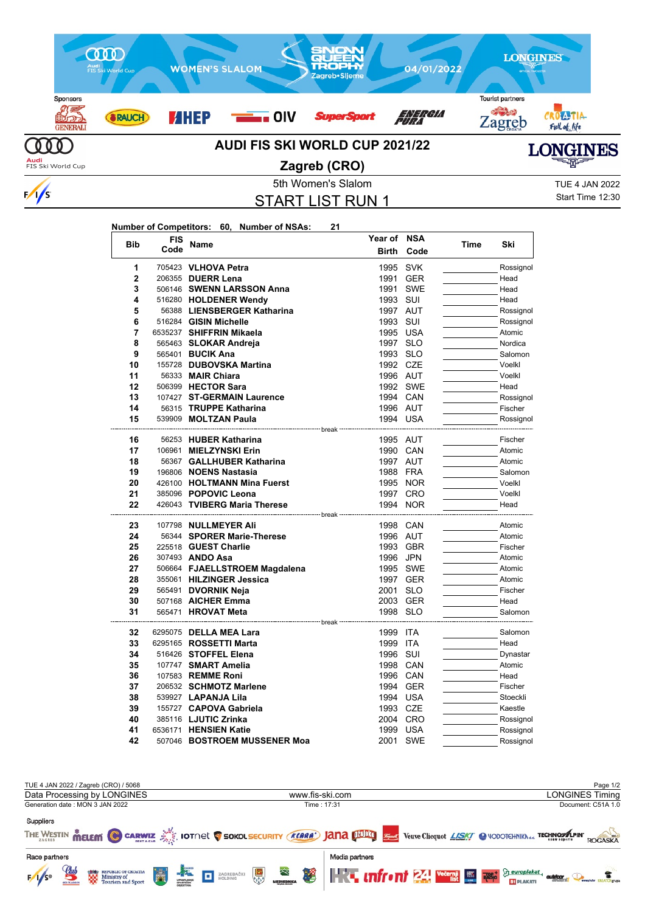# AUDI FIS SKI WORLD CUP 2021/22

## Zagreb (CRO)

5th Women's Slalom

TUE 4 JAN 2022
Start Time 12:30

## START LIST RUN 1

**Number of Competitors: 60, Number of NSAs: 21**

| Bib | FIS Code | Name | Year of Birth | NSA Code | Time | Ski |
|---|---|---|---|---|---|---|
| 1 | 705423 | **VLHOVA Petra** | 1995 | SVK | | Rossignol |
| 2 | 206355 | **DUERR Lena** | 1991 | GER | | Head |
| 3 | 506146 | **SWENN LARSSON Anna** | 1991 | SWE | | Head |
| 4 | 516280 | **HOLDENER Wendy** | 1993 | SUI | | Head |
| 5 | 56388 | **LIENSBERGER Katharina** | 1997 | AUT | | Rossignol |
| 6 | 516284 | **GISIN Michelle** | 1993 | SUI | | Rossignol |
| 7 | 6535237 | **SHIFFRIN Mikaela** | 1995 | USA | | Atomic |
| 8 | 565463 | **SLOKAR Andreja** | 1997 | SLO | | Nordica |
| 9 | 565401 | **BUCIK Ana** | 1993 | SLO | | Salomon |
| 10 | 155728 | **DUBOVSKA Martina** | 1992 | CZE | | Voelkl |
| 11 | 56333 | **MAIR Chiara** | 1996 | AUT | | Voelkl |
| 12 | 506399 | **HECTOR Sara** | 1992 | SWE | | Head |
| 13 | 107427 | **ST-GERMAIN Laurence** | 1994 | CAN | | Rossignol |
| 14 | 56315 | **TRUPPE Katharina** | 1996 | AUT | | Fischer |
| 15 | 539909 | **MOLTZAN Paula** | 1994 | USA | | Rossignol |
| | | break | | | | |
| 16 | 56253 | **HUBER Katharina** | 1995 | AUT | | Fischer |
| 17 | 106961 | **MIELZYNSKI Erin** | 1990 | CAN | | Atomic |
| 18 | 56367 | **GALLHUBER Katharina** | 1997 | AUT | | Atomic |
| 19 | 196806 | **NOENS Nastasia** | 1988 | FRA | | Salomon |
| 20 | 426100 | **HOLTMANN Mina Fuerst** | 1995 | NOR | | Voelkl |
| 21 | 385096 | **POPOVIC Leona** | 1997 | CRO | | Voelkl |
| 22 | 426043 | **TVIBERG Maria Therese** | 1994 | NOR | | Head |
| | | break | | | | |
| 23 | 107798 | **NULLMEYER Ali** | 1998 | CAN | | Atomic |
| 24 | 56344 | **SPORER Marie-Therese** | 1996 | AUT | | Atomic |
| 25 | 225518 | **GUEST Charlie** | 1993 | GBR | | Fischer |
| 26 | 307493 | **ANDO Asa** | 1996 | JPN | | Atomic |
| 27 | 506664 | **FJAELLSTROEM Magdalena** | 1995 | SWE | | Atomic |
| 28 | 355061 | **HILZINGER Jessica** | 1997 | GER | | Atomic |
| 29 | 565491 | **DVORNIK Neja** | 2001 | SLO | | Fischer |
| 30 | 507168 | **AICHER Emma** | 2003 | GER | | Head |
| 31 | 565471 | **HROVAT Meta** | 1998 | SLO | | Salomon |
| | | break | | | | |
| 32 | 6295075 | **DELLA MEA Lara** | 1999 | ITA | | Salomon |
| 33 | 6295165 | **ROSSETTI Marta** | 1999 | ITA | | Head |
| 34 | 516426 | **STOFFEL Elena** | 1996 | SUI | | Dynastar |
| 35 | 107747 | **SMART Amelia** | 1998 | CAN | | Atomic |
| 36 | 107583 | **REMME Roni** | 1996 | CAN | | Head |
| 37 | 206532 | **SCHMOTZ Marlene** | 1994 | GER | | Fischer |
| 38 | 539927 | **LAPANJA Lila** | 1994 | USA | | Stoeckli |
| 39 | 155727 | **CAPOVA Gabriela** | 1993 | CZE | | Kaestle |
| 40 | 385116 | **LJUTIC Zrinka** | 2004 | CRO | | Rossignol |
| 41 | 6536171 | **HENSIEN Katie** | 1999 | USA | | Rossignol |
| 42 | 507046 | **BOSTROEM MUSSENER Moa** | 2001 | SWE | | Rossignol |

TUE 4 JAN 2022 / Zagreb (CRO) / 5068

Data Processing by LONGINES — www.fis-ski.com — LONGINES Timing

Generation date : MON 3 JAN 2022 — Time : 17:31 — Document: C51A 1.0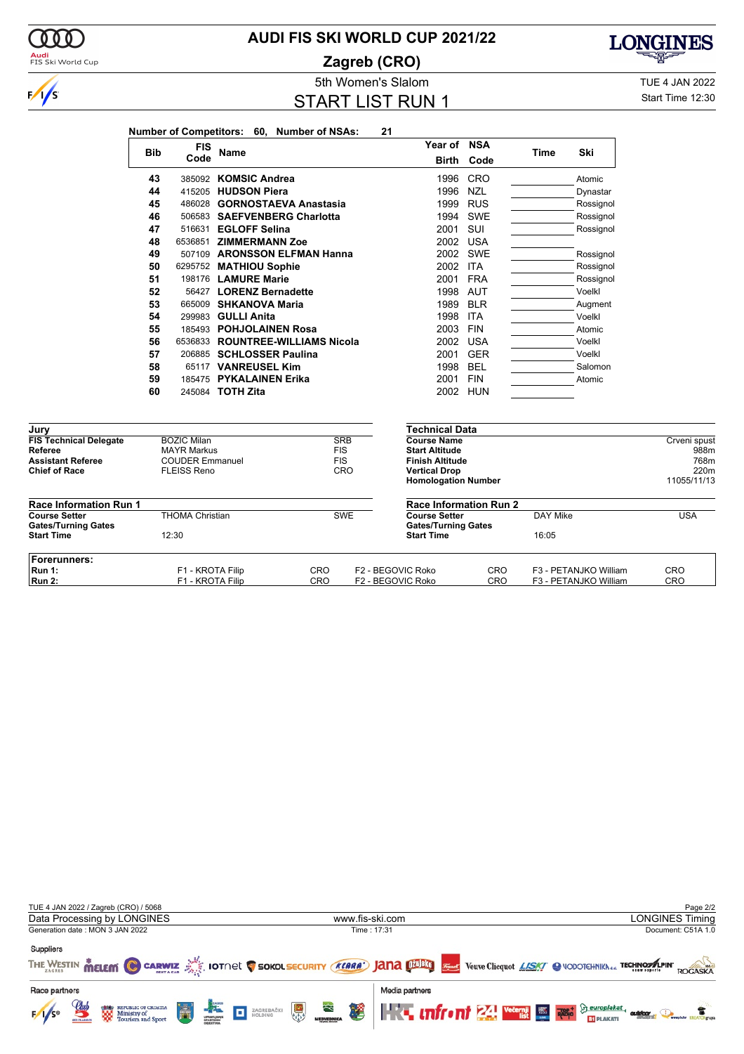# AUDI FIS SKI WORLD CUP 2021/22

## Zagreb (CRO)

5th Women's Slalom

## START LIST RUN 1

TUE 4 JAN 2022
Start Time 12:30

**Number of Competitors: 60, Number of NSAs: 21**

| Bib | FIS Code | Name | Year of Birth | NSA Code | Time | Ski |
|---|---|---|---|---|---|---|
| 43 | 385092 | **KOMSIC Andrea** | 1996 | CRO | | Atomic |
| 44 | 415205 | **HUDSON Piera** | 1996 | NZL | | Dynastar |
| 45 | 486028 | **GORNOSTAEVA Anastasia** | 1999 | RUS | | Rossignol |
| 46 | 506583 | **SAEFVENBERG Charlotta** | 1994 | SWE | | Rossignol |
| 47 | 516631 | **EGLOFF Selina** | 2001 | SUI | | Rossignol |
| 48 | 6536851 | **ZIMMERMANN Zoe** | 2002 | USA | | |
| 49 | 507109 | **ARONSSON ELFMAN Hanna** | 2002 | SWE | | Rossignol |
| 50 | 6295752 | **MATHIOU Sophie** | 2002 | ITA | | Rossignol |
| 51 | 198176 | **LAMURE Marie** | 2001 | FRA | | Rossignol |
| 52 | 56427 | **LORENZ Bernadette** | 1998 | AUT | | Voelkl |
| 53 | 665009 | **SHKANOVA Maria** | 1989 | BLR | | Augment |
| 54 | 299983 | **GULLI Anita** | 1998 | ITA | | Voelkl |
| 55 | 185493 | **POHJOLAINEN Rosa** | 2003 | FIN | | Atomic |
| 56 | 6536833 | **ROUNTREE-WILLIAMS Nicola** | 2002 | USA | | Voelkl |
| 57 | 206885 | **SCHLOSSER Paulina** | 2001 | GER | | Voelkl |
| 58 | 65117 | **VANREUSEL Kim** | 1998 | BEL | | Salomon |
| 59 | 185475 | **PYKALAINEN Erika** | 2001 | FIN | | Atomic |
| 60 | 245084 | **TOTH Zita** | 2002 | HUN | | |

### Jury

| | | |
|---|---|---|
| **FIS Technical Delegate** | BOZIC Milan | SRB |
| **Referee** | MAYR Markus | FIS |
| **Assistant Referee** | COUDER Emmanuel | FIS |
| **Chief of Race** | FLEISS Reno | CRO |

### Technical Data

| | |
|---|---|
| **Course Name** | Crveni spust |
| **Start Altitude** | 988m |
| **Finish Altitude** | 768m |
| **Vertical Drop** | 220m |
| **Homologation Number** | 11055/11/13 |

### Race Information Run 1

| | | |
|---|---|---|
| **Course Setter** | THOMA Christian | SWE |
| **Gates/Turning Gates** | | |
| **Start Time** | 12:30 | |

### Race Information Run 2

| | | |
|---|---|---|
| **Course Setter** | DAY Mike | USA |
| **Gates/Turning Gates** | | |
| **Start Time** | 16:05 | |

### Forerunners:

| | | | | | | |
|---|---|---|---|---|---|---|
| **Run 1:** | F1 - KROTA Filip | CRO | F2 - BEGOVIC Roko | CRO | F3 - PETANJKO William | CRO |
| **Run 2:** | F1 - KROTA Filip | CRO | F2 - BEGOVIC Roko | CRO | F3 - PETANJKO William | CRO |

TUE 4 JAN 2022 / Zagreb (CRO) / 5068
Data Processing by LONGINES — www.fis-ski.com — LONGINES Timing
Generation date : MON 3 JAN 2022 — Time : 17:31 — Document: C51A 1.0

Suppliers

Race partners

Media partners